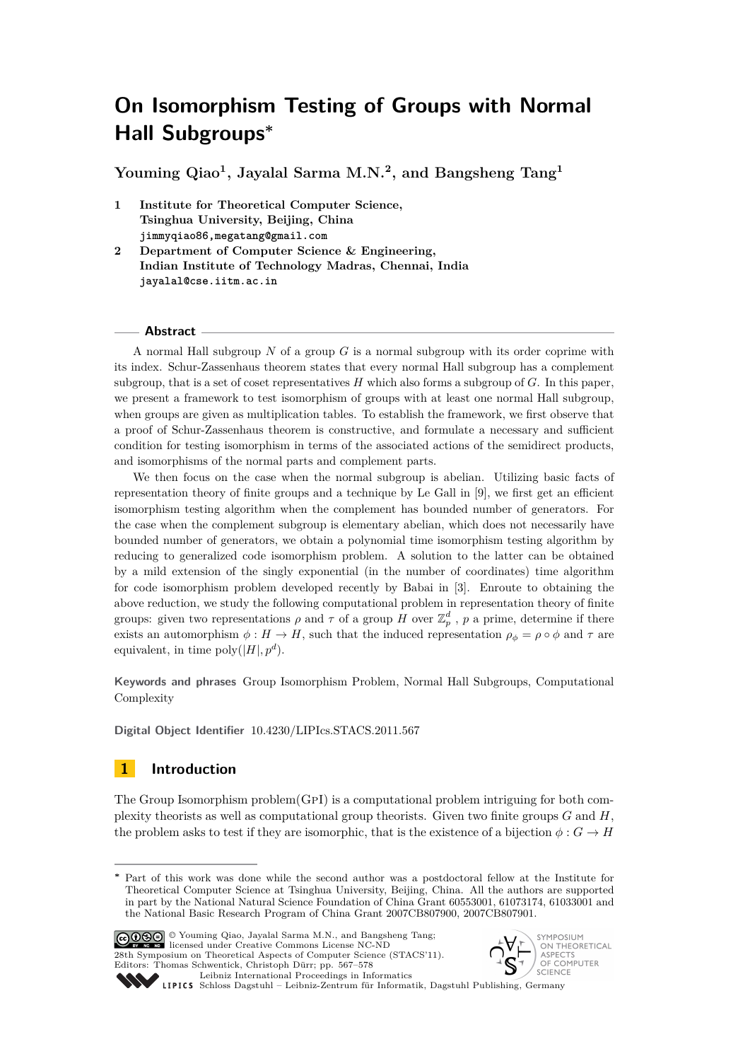# On Isomorphism Testing of Groups with Normal Hall Subgroups*

**Youming Qiao[1], Jayalal Sarma M.N.[2], and Bangsheng Tang[1]**

1. **Institute for Theoretical Computer Science, Tsinghua University, Beijing, China**
   `jimmyqiao86,megatang@gmail.com`
2. **Department of Computer Science & Engineering, Indian Institute of Technology Madras, Chennai, India**
   `jayalal@cse.iitm.ac.in`

## Abstract

A normal Hall subgroup $N$ of a group $G$ is a normal subgroup with its order coprime with its index. Schur-Zassenhaus theorem states that every normal Hall subgroup has a complement subgroup, that is a set of coset representatives $H$ which also forms a subgroup of $G$. In this paper, we present a framework to test isomorphism of groups with at least one normal Hall subgroup, when groups are given as multiplication tables. To establish the framework, we first observe that a proof of Schur-Zassenhaus theorem is constructive, and formulate a necessary and sufficient condition for testing isomorphism in terms of the associated actions of the semidirect products, and isomorphisms of the normal parts and complement parts.

We then focus on the case when the normal subgroup is abelian. Utilizing basic facts of representation theory of finite groups and a technique by Le Gall in [9], we first get an efficient isomorphism testing algorithm when the complement has bounded number of generators. For the case when the complement subgroup is elementary abelian, which does not necessarily have bounded number of generators, we obtain a polynomial time isomorphism testing algorithm by reducing to generalized code isomorphism problem. A solution to the latter can be obtained by a mild extension of the singly exponential (in the number of coordinates) time algorithm for code isomorphism problem developed recently by Babai in [3]. Enroute to obtaining the above reduction, we study the following computational problem in representation theory of finite groups: given two representations $\rho$ and $\tau$ of a group $H$ over $\mathbb{Z}_p^d$, $p$ a prime, determine if there exists an automorphism $\phi : H \to H$, such that the induced representation $\rho_\phi = \rho \circ \phi$ and $\tau$ are equivalent, in time $\text{poly}(|H|, p^d)$.

**Keywords and phrases** Group Isomorphism Problem, Normal Hall Subgroups, Computational Complexity

**Digital Object Identifier** 10.4230/LIPIcs.STACS.2011.567

## 1 Introduction

The Group Isomorphism problem(GpI) is a computational problem intriguing for both complexity theorists as well as computational group theorists. Given two finite groups $G$ and $H$, the problem asks to test if they are isomorphic, that is the existence of a bijection $\phi : G \to H$

---

* Part of this work was done while the second author was a postdoctoral fellow at the Institute for Theoretical Computer Science at Tsinghua University, Beijing, China. All the authors are supported in part by the National Natural Science Foundation of China Grant 60553001, 61073174, 61033001 and the National Basic Research Program of China Grant 2007CB807900, 2007CB807901.

© Youming Qiao, Jayalal Sarma M.N., and Bangsheng Tang; licensed under Creative Commons License NC-ND
28th Symposium on Theoretical Aspects of Computer Science (STACS'11).
Editors: Thomas Schwentick, Christoph Dürr; pp. 567–578
Leibniz International Proceedings in Informatics
Schloss Dagstuhl – Leibniz-Zentrum für Informatik, Dagstuhl Publishing, Germany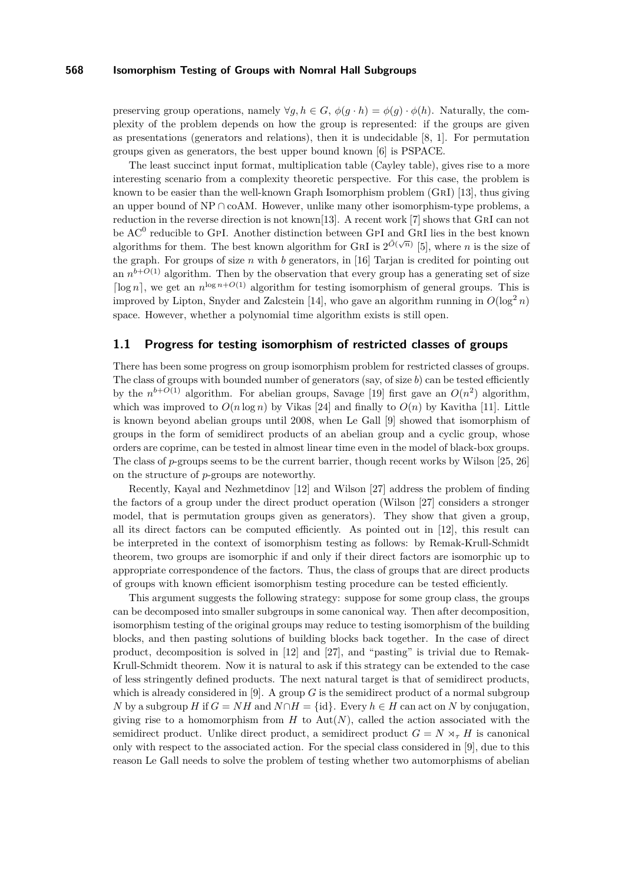preserving group operations, namely $\forall g, h \in G$, $\phi(g \cdot h) = \phi(g) \cdot \phi(h)$. Naturally, the complexity of the problem depends on how the group is represented: if the groups are given as presentations (generators and relations), then it is undecidable [8, 1]. For permutation groups given as generators, the best upper bound known [6] is PSPACE.

The least succinct input format, multiplication table (Cayley table), gives rise to a more interesting scenario from a complexity theoretic perspective. For this case, the problem is known to be easier than the well-known Graph Isomorphism problem (GrI) [13], thus giving an upper bound of NP ∩ coAM. However, unlike many other isomorphism-type problems, a reduction in the reverse direction is not known[13]. A recent work [7] shows that GrI can not be $\mathrm{AC}^0$ reducible to GpI. Another distinction between GpI and GrI lies in the best known algorithms for them. The best known algorithm for GrI is $2^{\tilde{O}(\sqrt{n})}$ [5], where $n$ is the size of the graph. For groups of size $n$ with $b$ generators, in [16] Tarjan is credited for pointing out an $n^{b+O(1)}$ algorithm. Then by the observation that every group has a generating set of size $\lceil \log n \rceil$, we get an $n^{\log n + O(1)}$ algorithm for testing isomorphism of general groups. This is improved by Lipton, Snyder and Zalcstein [14], who gave an algorithm running in $O(\log^2 n)$ space. However, whether a polynomial time algorithm exists is still open.

## 1.1 Progress for testing isomorphism of restricted classes of groups

There has been some progress on group isomorphism problem for restricted classes of groups. The class of groups with bounded number of generators (say, of size $b$) can be tested efficiently by the $n^{b+O(1)}$ algorithm. For abelian groups, Savage [19] first gave an $O(n^2)$ algorithm, which was improved to $O(n \log n)$ by Vikas [24] and finally to $O(n)$ by Kavitha [11]. Little is known beyond abelian groups until 2008, when Le Gall [9] showed that isomorphism of groups in the form of semidirect products of an abelian group and a cyclic group, whose orders are coprime, can be tested in almost linear time even in the model of black-box groups. The class of $p$-groups seems to be the current barrier, though recent works by Wilson [25, 26] on the structure of $p$-groups are noteworthy.

Recently, Kayal and Nezhmetdinov [12] and Wilson [27] address the problem of finding the factors of a group under the direct product operation (Wilson [27] considers a stronger model, that is permutation groups given as generators). They show that given a group, all its direct factors can be computed efficiently. As pointed out in [12], this result can be interpreted in the context of isomorphism testing as follows: by Remak-Krull-Schmidt theorem, two groups are isomorphic if and only if their direct factors are isomorphic up to appropriate correspondence of the factors. Thus, the class of groups that are direct products of groups with known efficient isomorphism testing procedure can be tested efficiently.

This argument suggests the following strategy: suppose for some group class, the groups can be decomposed into smaller subgroups in some canonical way. Then after decomposition, isomorphism testing of the original groups may reduce to testing isomorphism of the building blocks, and then pasting solutions of building blocks back together. In the case of direct product, decomposition is solved in [12] and [27], and "pasting" is trivial due to Remak-Krull-Schmidt theorem. Now it is natural to ask if this strategy can be extended to the case of less stringently defined products. The next natural target is that of semidirect products, which is already considered in [9]. A group $G$ is the semidirect product of a normal subgroup $N$ by a subgroup $H$ if $G = NH$ and $N \cap H = \{\mathrm{id}\}$. Every $h \in H$ can act on $N$ by conjugation, giving rise to a homomorphism from $H$ to $\mathrm{Aut}(N)$, called the action associated with the semidirect product. Unlike direct product, a semidirect product $G = N \rtimes_\tau H$ is canonical only with respect to the associated action. For the special class considered in [9], due to this reason Le Gall needs to solve the problem of testing whether two automorphisms of abelian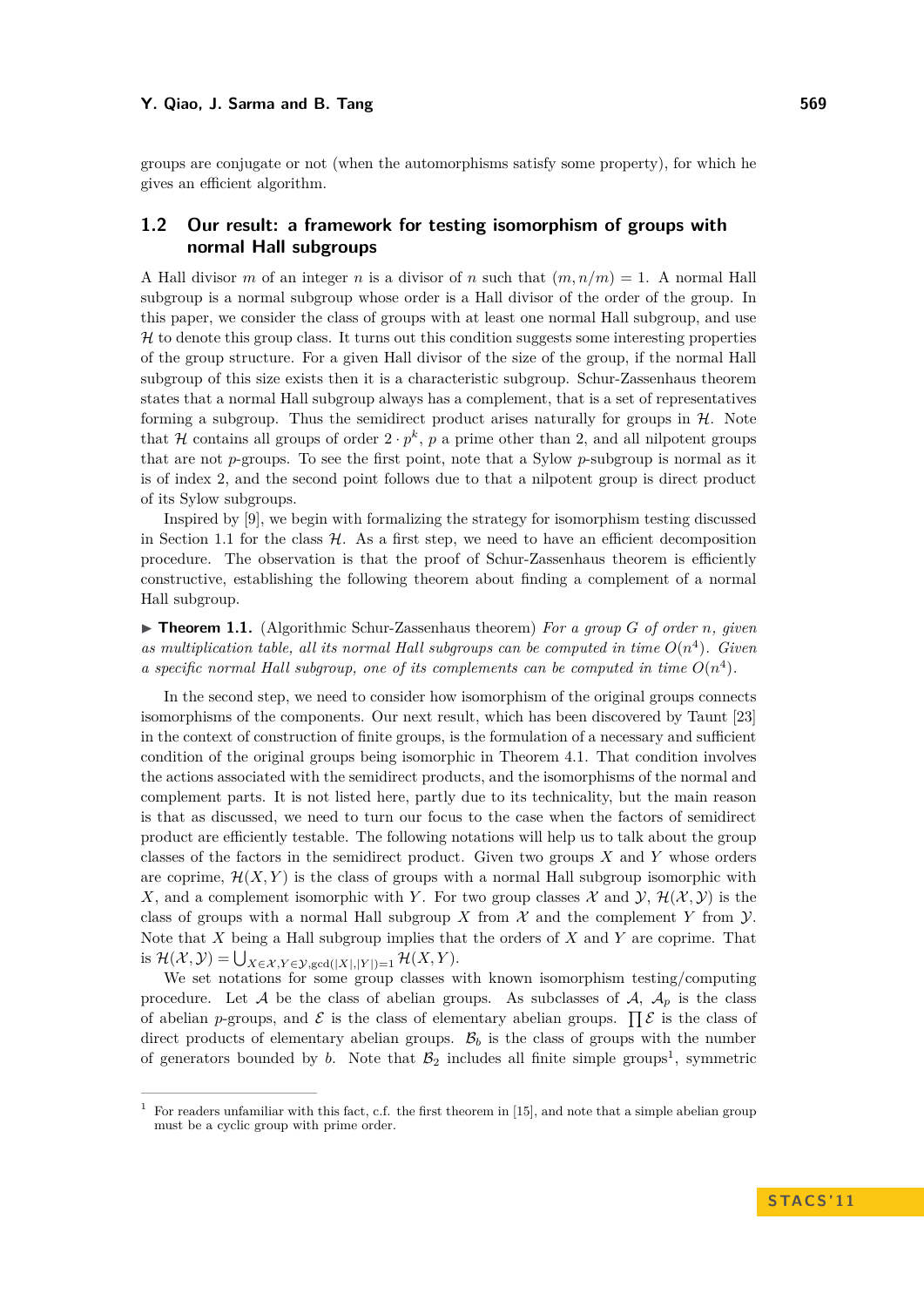groups are conjugate or not (when the automorphisms satisfy some property), for which he gives an efficient algorithm.

## 1.2 Our result: a framework for testing isomorphism of groups with normal Hall subgroups

A Hall divisor $m$ of an integer $n$ is a divisor of $n$ such that $(m, n/m) = 1$. A normal Hall subgroup is a normal subgroup whose order is a Hall divisor of the order of the group. In this paper, we consider the class of groups with at least one normal Hall subgroup, and use $\mathcal{H}$ to denote this group class. It turns out this condition suggests some interesting properties of the group structure. For a given Hall divisor of the size of the group, if the normal Hall subgroup of this size exists then it is a characteristic subgroup. Schur-Zassenhaus theorem states that a normal Hall subgroup always has a complement, that is a set of representatives forming a subgroup. Thus the semidirect product arises naturally for groups in $\mathcal{H}$. Note that $\mathcal{H}$ contains all groups of order $2 \cdot p^k$, $p$ a prime other than 2, and all nilpotent groups that are not $p$-groups. To see the first point, note that a Sylow $p$-subgroup is normal as it is of index 2, and the second point follows due to that a nilpotent group is direct product of its Sylow subgroups.

Inspired by [9], we begin with formalizing the strategy for isomorphism testing discussed in Section 1.1 for the class $\mathcal{H}$. As a first step, we need to have an efficient decomposition procedure. The observation is that the proof of Schur-Zassenhaus theorem is efficiently constructive, establishing the following theorem about finding a complement of a normal Hall subgroup.

▶ **Theorem 1.1.** (Algorithmic Schur-Zassenhaus theorem) *For a group $G$ of order $n$, given as multiplication table, all its normal Hall subgroups can be computed in time $O(n^4)$. Given a specific normal Hall subgroup, one of its complements can be computed in time $O(n^4)$.*

In the second step, we need to consider how isomorphism of the original groups connects isomorphisms of the components. Our next result, which has been discovered by Taunt [23] in the context of construction of finite groups, is the formulation of a necessary and sufficient condition of the original groups being isomorphic in Theorem 4.1. That condition involves the actions associated with the semidirect products, and the isomorphisms of the normal and complement parts. It is not listed here, partly due to its technicality, but the main reason is that as discussed, we need to turn our focus to the case when the factors of semidirect product are efficiently testable. The following notations will help us to talk about the group classes of the factors in the semidirect product. Given two groups $X$ and $Y$ whose orders are coprime, $\mathcal{H}(X, Y)$ is the class of groups with a normal Hall subgroup isomorphic with $X$, and a complement isomorphic with $Y$. For two group classes $\mathcal{X}$ and $\mathcal{Y}$, $\mathcal{H}(\mathcal{X}, \mathcal{Y})$ is the class of groups with a normal Hall subgroup $X$ from $\mathcal{X}$ and the complement $Y$ from $\mathcal{Y}$. Note that $X$ being a Hall subgroup implies that the orders of $X$ and $Y$ are coprime. That is $\mathcal{H}(\mathcal{X}, \mathcal{Y}) = \bigcup_{X \in \mathcal{X}, Y \in \mathcal{Y}, \gcd(|X|,|Y|)=1} \mathcal{H}(X, Y)$.

We set notations for some group classes with known isomorphism testing/computing procedure. Let $\mathcal{A}$ be the class of abelian groups. As subclasses of $\mathcal{A}$, $\mathcal{A}_p$ is the class of abelian $p$-groups, and $\mathcal{E}$ is the class of elementary abelian groups. $\prod \mathcal{E}$ is the class of direct products of elementary abelian groups. $\mathcal{B}_b$ is the class of groups with the number of generators bounded by $b$. Note that $\mathcal{B}_2$ includes all finite simple groups[1], symmetric

[1] For readers unfamiliar with this fact, c.f. the first theorem in [15], and note that a simple abelian group must be a cyclic group with prime order.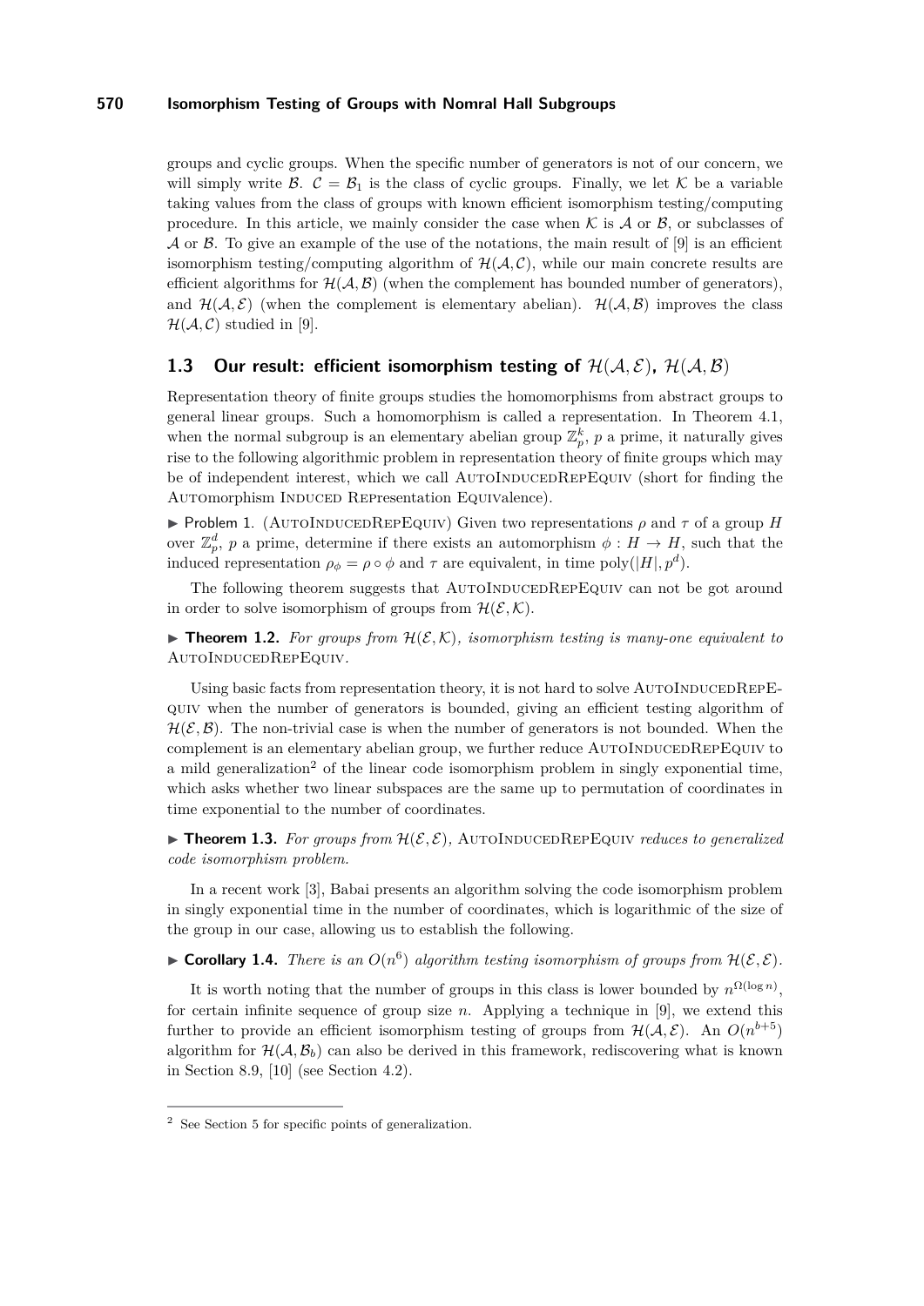groups and cyclic groups. When the specific number of generators is not of our concern, we will simply write $\mathcal{B}$. $\mathcal{C} = \mathcal{B}_1$ is the class of cyclic groups. Finally, we let $\mathcal{K}$ be a variable taking values from the class of groups with known efficient isomorphism testing/computing procedure. In this article, we mainly consider the case when $\mathcal{K}$ is $\mathcal{A}$ or $\mathcal{B}$, or subclasses of $\mathcal{A}$ or $\mathcal{B}$. To give an example of the use of the notations, the main result of [9] is an efficient isomorphism testing/computing algorithm of $\mathcal{H}(\mathcal{A}, \mathcal{C})$, while our main concrete results are efficient algorithms for $\mathcal{H}(\mathcal{A}, \mathcal{B})$ (when the complement has bounded number of generators), and $\mathcal{H}(\mathcal{A}, \mathcal{E})$ (when the complement is elementary abelian). $\mathcal{H}(\mathcal{A}, \mathcal{B})$ improves the class $\mathcal{H}(\mathcal{A}, \mathcal{C})$ studied in [9].

## 1.3 Our result: efficient isomorphism testing of $\mathcal{H}(\mathcal{A}, \mathcal{E})$, $\mathcal{H}(\mathcal{A}, \mathcal{B})$

Representation theory of finite groups studies the homomorphisms from abstract groups to general linear groups. Such a homomorphism is called a representation. In Theorem 4.1, when the normal subgroup is an elementary abelian group $\mathbb{Z}_p^k$, $p$ a prime, it naturally gives rise to the following algorithmic problem in representation theory of finite groups which may be of independent interest, which we call AutoInducedRepEquiv (short for finding the Automorphism Induced Representation Equivalence).

▶ Problem 1. (AutoInducedRepEquiv) Given two representations $\rho$ and $\tau$ of a group $H$ over $\mathbb{Z}_p^d$, $p$ a prime, determine if there exists an automorphism $\phi : H \to H$, such that the induced representation $\rho_\phi = \rho \circ \phi$ and $\tau$ are equivalent, in time $\mathrm{poly}(|H|, p^d)$.

The following theorem suggests that AutoInducedRepEquiv can not be got around in order to solve isomorphism of groups from $\mathcal{H}(\mathcal{E}, \mathcal{K})$.

▶ **Theorem 1.2.** *For groups from $\mathcal{H}(\mathcal{E}, \mathcal{K})$, isomorphism testing is many-one equivalent to* AutoInducedRepEquiv.

Using basic facts from representation theory, it is not hard to solve AutoInducedRepEquiv when the number of generators is bounded, giving an efficient testing algorithm of $\mathcal{H}(\mathcal{E}, \mathcal{B})$. The non-trivial case is when the number of generators is not bounded. When the complement is an elementary abelian group, we further reduce AutoInducedRepEquiv to a mild generalization[2] of the linear code isomorphism problem in singly exponential time, which asks whether two linear subspaces are the same up to permutation of coordinates in time exponential to the number of coordinates.

▶ **Theorem 1.3.** *For groups from $\mathcal{H}(\mathcal{E}, \mathcal{E})$,* AutoInducedRepEquiv *reduces to generalized code isomorphism problem.*

In a recent work [3], Babai presents an algorithm solving the code isomorphism problem in singly exponential time in the number of coordinates, which is logarithmic of the size of the group in our case, allowing us to establish the following.

▶ **Corollary 1.4.** *There is an $O(n^6)$ algorithm testing isomorphism of groups from $\mathcal{H}(\mathcal{E}, \mathcal{E})$.*

It is worth noting that the number of groups in this class is lower bounded by $n^{\Omega(\log n)}$, for certain infinite sequence of group size $n$. Applying a technique in [9], we extend this further to provide an efficient isomorphism testing of groups from $\mathcal{H}(\mathcal{A}, \mathcal{E})$. An $O(n^{b+5})$ algorithm for $\mathcal{H}(\mathcal{A}, \mathcal{B}_b)$ can also be derived in this framework, rediscovering what is known in Section 8.9, [10] (see Section 4.2).

[2] See Section 5 for specific points of generalization.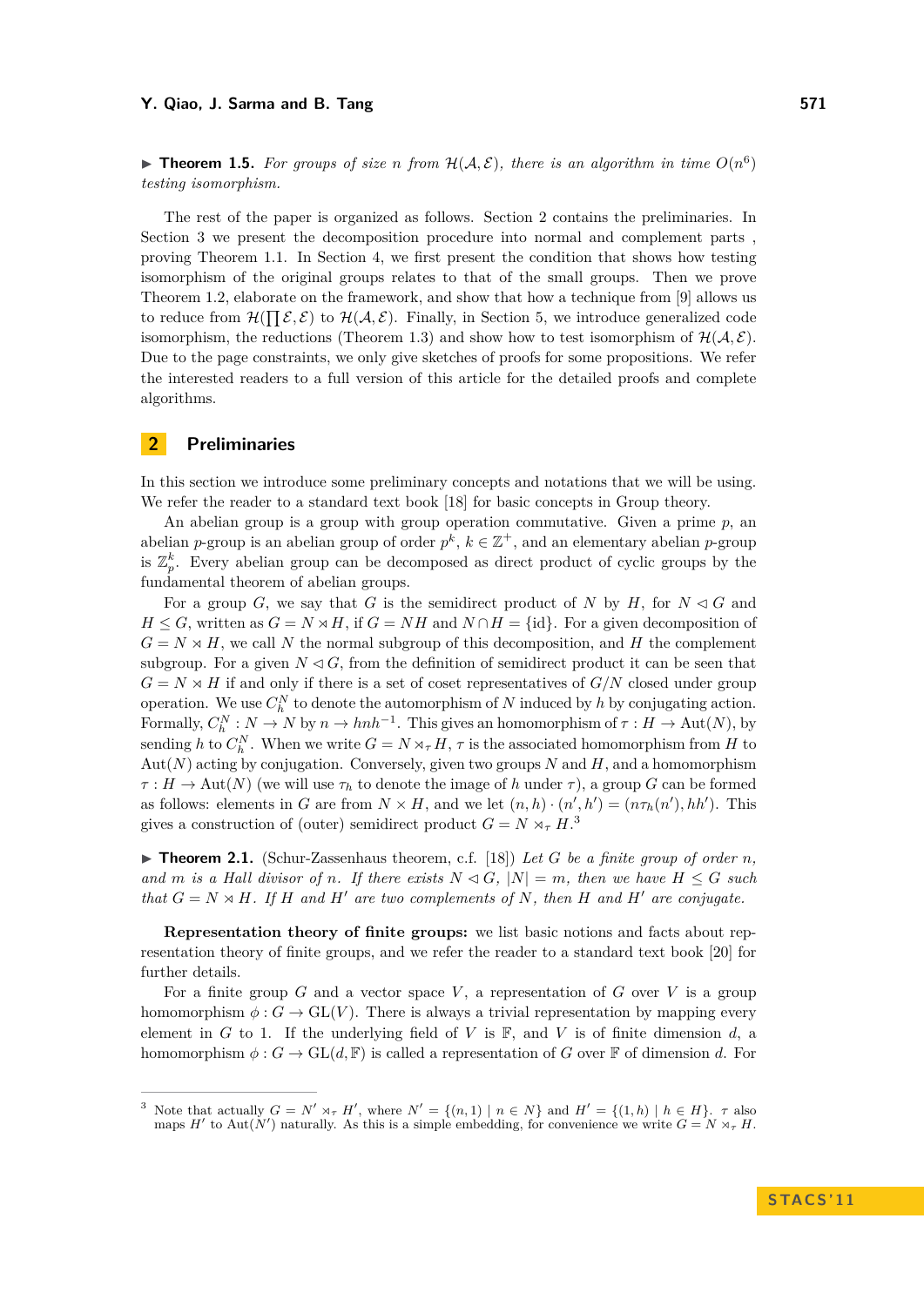▶ **Theorem 1.5.** *For groups of size $n$ from $\mathcal{H}(\mathcal{A}, \mathcal{E})$, there is an algorithm in time $O(n^6)$ testing isomorphism.*

The rest of the paper is organized as follows. Section 2 contains the preliminaries. In Section 3 we present the decomposition procedure into normal and complement parts , proving Theorem 1.1. In Section 4, we first present the condition that shows how testing isomorphism of the original groups relates to that of the small groups. Then we prove Theorem 1.2, elaborate on the framework, and show that how a technique from [9] allows us to reduce from $\mathcal{H}(\prod \mathcal{E}, \mathcal{E})$ to $\mathcal{H}(\mathcal{A}, \mathcal{E})$. Finally, in Section 5, we introduce generalized code isomorphism, the reductions (Theorem 1.3) and show how to test isomorphism of $\mathcal{H}(\mathcal{A}, \mathcal{E})$. Due to the page constraints, we only give sketches of proofs for some propositions. We refer the interested readers to a full version of this article for the detailed proofs and complete algorithms.

## 2 Preliminaries

In this section we introduce some preliminary concepts and notations that we will be using. We refer the reader to a standard text book [18] for basic concepts in Group theory.

An abelian group is a group with group operation commutative. Given a prime $p$, an abelian $p$-group is an abelian group of order $p^k$, $k \in \mathbb{Z}^+$, and an elementary abelian $p$-group is $\mathbb{Z}_p^k$. Every abelian group can be decomposed as direct product of cyclic groups by the fundamental theorem of abelian groups.

For a group $G$, we say that $G$ is the semidirect product of $N$ by $H$, for $N \lhd G$ and $H \leq G$, written as $G = N \rtimes H$, if $G = NH$ and $N \cap H = \{\mathrm{id}\}$. For a given decomposition of $G = N \rtimes H$, we call $N$ the normal subgroup of this decomposition, and $H$ the complement subgroup. For a given $N \lhd G$, from the definition of semidirect product it can be seen that $G = N \rtimes H$ if and only if there is a set of coset representatives of $G/N$ closed under group operation. We use $C_h^N$ to denote the automorphism of $N$ induced by $h$ by conjugating action. Formally, $C_h^N : N \to N$ by $n \to hnh^{-1}$. This gives an homomorphism of $\tau : H \to \mathrm{Aut}(N)$, by sending $h$ to $C_h^N$. When we write $G = N \rtimes_\tau H$, $\tau$ is the associated homomorphism from $H$ to $\mathrm{Aut}(N)$ acting by conjugation. Conversely, given two groups $N$ and $H$, and a homomorphism $\tau : H \to \mathrm{Aut}(N)$ (we will use $\tau_h$ to denote the image of $h$ under $\tau$), a group $G$ can be formed as follows: elements in $G$ are from $N \times H$, and we let $(n, h) \cdot (n', h') = (n\tau_h(n'), hh')$. This gives a construction of (outer) semidirect product $G = N \rtimes_\tau H$.[3]

▶ **Theorem 2.1.** (Schur-Zassenhaus theorem, c.f. [18]) *Let $G$ be a finite group of order $n$, and $m$ is a Hall divisor of $n$. If there exists $N \lhd G$, $|N| = m$, then we have $H \leq G$ such that $G = N \rtimes H$. If $H$ and $H'$ are two complements of $N$, then $H$ and $H'$ are conjugate.*

**Representation theory of finite groups:** we list basic notions and facts about representation theory of finite groups, and we refer the reader to a standard text book [20] for further details.

For a finite group $G$ and a vector space $V$, a representation of $G$ over $V$ is a group homomorphism $\phi : G \to \mathrm{GL}(V)$. There is always a trivial representation by mapping every element in $G$ to 1. If the underlying field of $V$ is $\mathbb{F}$, and $V$ is of finite dimension $d$, a homomorphism $\phi : G \to \mathrm{GL}(d, \mathbb{F})$ is called a representation of $G$ over $\mathbb{F}$ of dimension $d$. For

---

[3] Note that actually $G = N' \rtimes_\tau H'$, where $N' = \{(n, 1) \mid n \in N\}$ and $H' = \{(1, h) \mid h \in H\}$. $\tau$ also maps $H'$ to $\mathrm{Aut}(N')$ naturally. As this is a simple embedding, for convenience we write $G = N \rtimes_\tau H$.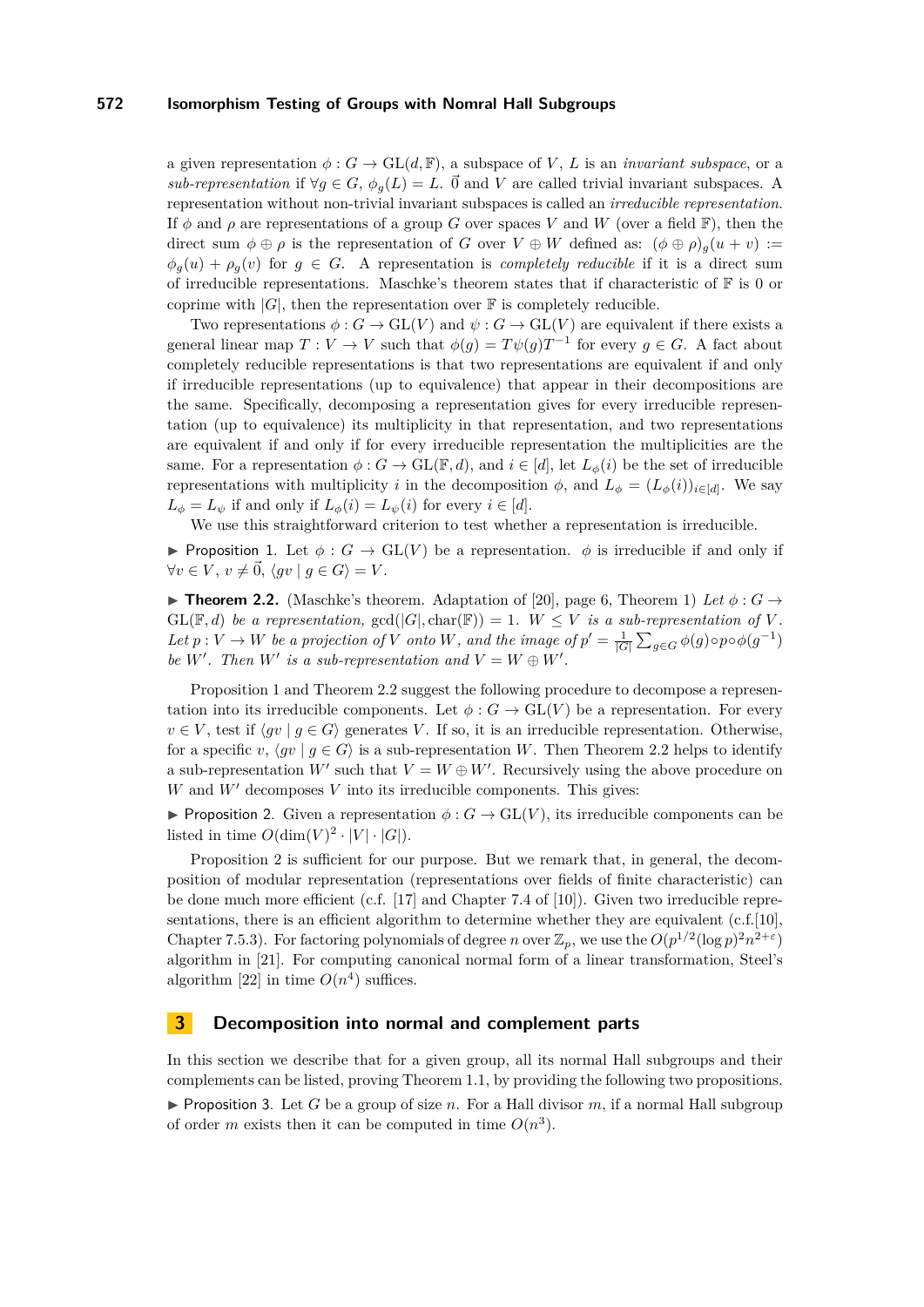a given representation $\phi : G \to \mathrm{GL}(d, \mathbb{F})$, a subspace of $V$, $L$ is an *invariant subspace*, or a *sub-representation* if $\forall g \in G$, $\phi_g(L) = L$. $\vec{0}$ and $V$ are called trivial invariant subspaces. A representation without non-trivial invariant subspaces is called an *irreducible representation*. If $\phi$ and $\rho$ are representations of a group $G$ over spaces $V$ and $W$ (over a field $\mathbb{F}$), then the direct sum $\phi \oplus \rho$ is the representation of $G$ over $V \oplus W$ defined as: $(\phi \oplus \rho)_g(u + v) := \phi_g(u) + \rho_g(v)$ for $g \in G$. A representation is *completely reducible* if it is a direct sum of irreducible representations. Maschke's theorem states that if characteristic of $\mathbb{F}$ is 0 or coprime with $|G|$, then the representation over $\mathbb{F}$ is completely reducible.

Two representations $\phi : G \to \mathrm{GL}(V)$ and $\psi : G \to \mathrm{GL}(V)$ are equivalent if there exists a general linear map $T : V \to V$ such that $\phi(g) = T\psi(g)T^{-1}$ for every $g \in G$. A fact about completely reducible representations is that two representations are equivalent if and only if irreducible representations (up to equivalence) that appear in their decompositions are the same. Specifically, decomposing a representation gives for every irreducible representation (up to equivalence) its multiplicity in that representation, and two representations are equivalent if and only if for every irreducible representation the multiplicities are the same. For a representation $\phi : G \to \mathrm{GL}(\mathbb{F}, d)$, and $i \in [d]$, let $L_\phi(i)$ be the set of irreducible representations with multiplicity $i$ in the decomposition $\phi$, and $L_\phi = (L_\phi(i))_{i\in[d]}$. We say $L_\phi = L_\psi$ if and only if $L_\phi(i) = L_\psi(i)$ for every $i \in [d]$.

We use this straightforward criterion to test whether a representation is irreducible.

▶ Proposition 1. Let $\phi : G \to \mathrm{GL}(V)$ be a representation. $\phi$ is irreducible if and only if $\forall v \in V$, $v \neq \vec{0}$, $\langle gv \mid g \in G\rangle = V$.

▶ **Theorem 2.2.** (Maschke's theorem. Adaptation of [20], page 6, Theorem 1) *Let* $\phi : G \to \mathrm{GL}(\mathbb{F}, d)$ *be a representation,* $\gcd(|G|, \mathrm{char}(\mathbb{F})) = 1$. $W \leq V$ *is a sub-representation of* $V$*. Let* $p : V \to W$ *be a projection of* $V$ *onto* $W$*, and the image of* $p' = \frac{1}{|G|}\sum_{g\in G} \phi(g)\circ p\circ \phi(g^{-1})$ *be* $W'$*. Then* $W'$ *is a sub-representation and* $V = W \oplus W'$*.*

Proposition 1 and Theorem 2.2 suggest the following procedure to decompose a representation into its irreducible components. Let $\phi : G \to \mathrm{GL}(V)$ be a representation. For every $v \in V$, test if $\langle gv \mid g \in G\rangle$ generates $V$. If so, it is an irreducible representation. Otherwise, for a specific $v$, $\langle gv \mid g \in G\rangle$ is a sub-representation $W$. Then Theorem 2.2 helps to identify a sub-representation $W'$ such that $V = W \oplus W'$. Recursively using the above procedure on $W$ and $W'$ decomposes $V$ into its irreducible components. This gives:

▶ Proposition 2. Given a representation $\phi : G \to \mathrm{GL}(V)$, its irreducible components can be listed in time $O(\dim(V)^2 \cdot |V| \cdot |G|)$.

Proposition 2 is sufficient for our purpose. But we remark that, in general, the decomposition of modular representation (representations over fields of finite characteristic) can be done much more efficient (c.f. [17] and Chapter 7.4 of [10]). Given two irreducible representations, there is an efficient algorithm to determine whether they are equivalent (c.f.[10], Chapter 7.5.3). For factoring polynomials of degree $n$ over $\mathbb{Z}_p$, we use the $O(p^{1/2}(\log p)^2 n^{2+\varepsilon})$ algorithm in [21]. For computing canonical normal form of a linear transformation, Steel's algorithm [22] in time $O(n^4)$ suffices.

## 3 Decomposition into normal and complement parts

In this section we describe that for a given group, all its normal Hall subgroups and their complements can be listed, proving Theorem 1.1, by providing the following two propositions.

▶ Proposition 3. Let $G$ be a group of size $n$. For a Hall divisor $m$, if a normal Hall subgroup of order $m$ exists then it can be computed in time $O(n^3)$.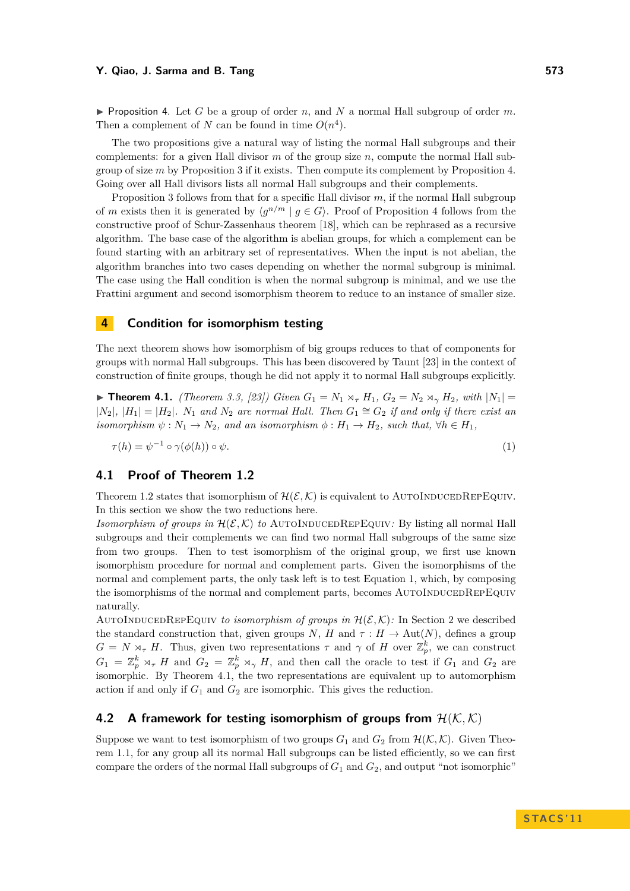▶ Proposition 4. Let $G$ be a group of order $n$, and $N$ a normal Hall subgroup of order $m$. Then a complement of $N$ can be found in time $O(n^4)$.

The two propositions give a natural way of listing the normal Hall subgroups and their complements: for a given Hall divisor $m$ of the group size $n$, compute the normal Hall subgroup of size $m$ by Proposition 3 if it exists. Then compute its complement by Proposition 4. Going over all Hall divisors lists all normal Hall subgroups and their complements.

Proposition 3 follows from that for a specific Hall divisor $m$, if the normal Hall subgroup of $m$ exists then it is generated by $\langle g^{n/m} \mid g \in G \rangle$. Proof of Proposition 4 follows from the constructive proof of Schur-Zassenhaus theorem [18], which can be rephrased as a recursive algorithm. The base case of the algorithm is abelian groups, for which a complement can be found starting with an arbitrary set of representatives. When the input is not abelian, the algorithm branches into two cases depending on whether the normal subgroup is minimal. The case using the Hall condition is when the normal subgroup is minimal, and we use the Frattini argument and second isomorphism theorem to reduce to an instance of smaller size.

# 4 Condition for isomorphism testing

The next theorem shows how isomorphism of big groups reduces to that of components for groups with normal Hall subgroups. This has been discovered by Taunt [23] in the context of construction of finite groups, though he did not apply it to normal Hall subgroups explicitly.

▶ **Theorem 4.1.** *(Theorem 3.3, [23]) Given $G_1 = N_1 \rtimes_\tau H_1$, $G_2 = N_2 \rtimes_\gamma H_2$, with $|N_1| = |N_2|$, $|H_1| = |H_2|$. $N_1$ and $N_2$ are normal Hall. Then $G_1 \cong G_2$ if and only if there exist an isomorphism $\psi : N_1 \to N_2$, and an isomorphism $\phi : H_1 \to H_2$, such that, $\forall h \in H_1$,*

$$\tau(h) = \psi^{-1} \circ \gamma(\phi(h)) \circ \psi. \tag{1}$$

## 4.1 Proof of Theorem 1.2

Theorem 1.2 states that isomorphism of $\mathcal{H}(\mathcal{E}, \mathcal{K})$ is equivalent to AutoInducedRepEquiv. In this section we show the two reductions here.

*Isomorphism of groups in $\mathcal{H}(\mathcal{E}, \mathcal{K})$ to* AutoInducedRepEquiv*:* By listing all normal Hall subgroups and their complements we can find two normal Hall subgroups of the same size from two groups. Then to test isomorphism of the original group, we first use known isomorphism procedure for normal and complement parts. Given the isomorphisms of the normal and complement parts, the only task left is to test Equation 1, which, by composing the isomorphisms of the normal and complement parts, becomes AutoInducedRepEquiv naturally.

AutoInducedRepEquiv *to isomorphism of groups in $\mathcal{H}(\mathcal{E}, \mathcal{K})$:* In Section 2 we described the standard construction that, given groups $N$, $H$ and $\tau : H \to \mathrm{Aut}(N)$, defines a group $G = N \rtimes_\tau H$. Thus, given two representations $\tau$ and $\gamma$ of $H$ over $\mathbb{Z}_p^k$, we can construct $G_1 = \mathbb{Z}_p^k \rtimes_\tau H$ and $G_2 = \mathbb{Z}_p^k \rtimes_\gamma H$, and then call the oracle to test if $G_1$ and $G_2$ are isomorphic. By Theorem 4.1, the two representations are equivalent up to automorphism action if and only if $G_1$ and $G_2$ are isomorphic. This gives the reduction.

## 4.2 A framework for testing isomorphism of groups from $\mathcal{H}(\mathcal{K}, \mathcal{K})$

Suppose we want to test isomorphism of two groups $G_1$ and $G_2$ from $\mathcal{H}(\mathcal{K}, \mathcal{K})$. Given Theorem 1.1, for any group all its normal Hall subgroups can be listed efficiently, so we can first compare the orders of the normal Hall subgroups of $G_1$ and $G_2$, and output "not isomorphic"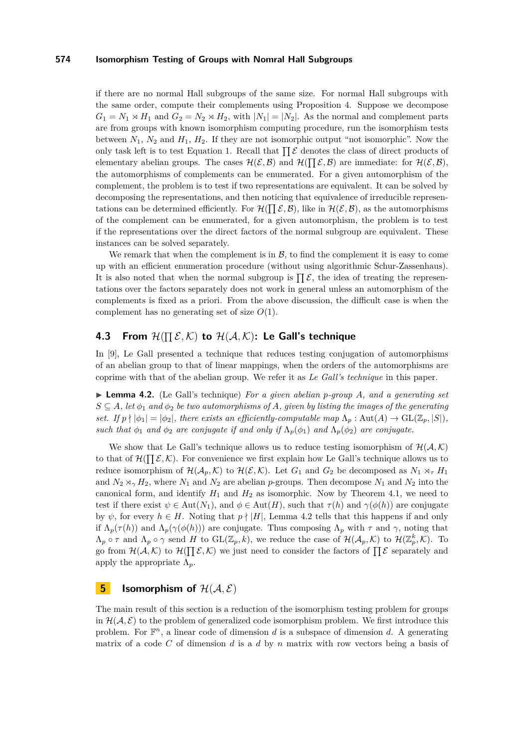if there are no normal Hall subgroups of the same size. For normal Hall subgroups with the same order, compute their complements using Proposition 4. Suppose we decompose $G_1 = N_1 \rtimes H_1$ and $G_2 = N_2 \rtimes H_2$, with $|N_1| = |N_2|$. As the normal and complement parts are from groups with known isomorphism computing procedure, run the isomorphism tests between $N_1$, $N_2$ and $H_1$, $H_2$. If they are not isomorphic output "not isomorphic". Now the only task left is to test Equation 1. Recall that $\prod \mathcal{E}$ denotes the class of direct products of elementary abelian groups. The cases $\mathcal{H}(\mathcal{E}, \mathcal{B})$ and $\mathcal{H}(\prod \mathcal{E}, \mathcal{B})$ are immediate: for $\mathcal{H}(\mathcal{E}, \mathcal{B})$, the automorphisms of complements can be enumerated. For a given automorphism of the complement, the problem is to test if two representations are equivalent. It can be solved by decomposing the representations, and then noticing that equivalence of irreducible representations can be determined efficiently. For $\mathcal{H}(\prod \mathcal{E}, \mathcal{B})$, like in $\mathcal{H}(\mathcal{E}, \mathcal{B})$, as the automorphisms of the complement can be enumerated, for a given automorphism, the problem is to test if the representations over the direct factors of the normal subgroup are equivalent. These instances can be solved separately.

We remark that when the complement is in $\mathcal{B}$, to find the complement it is easy to come up with an efficient enumeration procedure (without using algorithmic Schur-Zassenhaus). It is also noted that when the normal subgroup is $\prod \mathcal{E}$, the idea of treating the representations over the factors separately does not work in general unless an automorphism of the complements is fixed as a priori. From the above discussion, the difficult case is when the complement has no generating set of size $O(1)$.

### 4.3 From $\mathcal{H}(\prod \mathcal{E}, \mathcal{K})$ to $\mathcal{H}(\mathcal{A}, \mathcal{K})$: Le Gall's technique

In [9], Le Gall presented a technique that reduces testing conjugation of automorphisms of an abelian group to that of linear mappings, when the orders of the automorphisms are coprime with that of the abelian group. We refer it as *Le Gall's technique* in this paper.

▶ **Lemma 4.2.** (Le Gall's technique) *For a given abelian $p$-group $A$, and a generating set $S \subseteq A$, let $\phi_1$ and $\phi_2$ be two automorphisms of $A$, given by listing the images of the generating set. If $p \nmid |\phi_1| = |\phi_2|$, there exists an efficiently-computable map $\Lambda_p : \mathrm{Aut}(A) \to \mathrm{GL}(\mathbb{Z}_p, |S|)$, such that $\phi_1$ and $\phi_2$ are conjugate if and only if $\Lambda_p(\phi_1)$ and $\Lambda_p(\phi_2)$ are conjugate.*

We show that Le Gall's technique allows us to reduce testing isomorphism of $\mathcal{H}(\mathcal{A}, \mathcal{K})$ to that of $\mathcal{H}(\prod \mathcal{E}, \mathcal{K})$. For convenience we first explain how Le Gall's technique allows us to reduce isomorphism of $\mathcal{H}(\mathcal{A}_p, \mathcal{K})$ to $\mathcal{H}(\mathcal{E}, \mathcal{K})$. Let $G_1$ and $G_2$ be decomposed as $N_1 \rtimes_\tau H_1$ and $N_2 \rtimes_\gamma H_2$, where $N_1$ and $N_2$ are abelian $p$-groups. Then decompose $N_1$ and $N_2$ into the canonical form, and identify $H_1$ and $H_2$ as isomorphic. Now by Theorem 4.1, we need to test if there exist $\psi \in \mathrm{Aut}(N_1)$, and $\phi \in \mathrm{Aut}(H)$, such that $\tau(h)$ and $\gamma(\phi(h))$ are conjugate by $\psi$, for every $h \in H$. Noting that $p \nmid |H|$, Lemma 4.2 tells that this happens if and only if $\Lambda_p(\tau(h))$ and $\Lambda_p(\gamma(\phi(h)))$ are conjugate. Thus composing $\Lambda_p$ with $\tau$ and $\gamma$, noting that $\Lambda_p \circ \tau$ and $\Lambda_p \circ \gamma$ send $H$ to $\mathrm{GL}(\mathbb{Z}_p, k)$, we reduce the case of $\mathcal{H}(\mathcal{A}_p, \mathcal{K})$ to $\mathcal{H}(\mathbb{Z}_p^k, \mathcal{K})$. To go from $\mathcal{H}(\mathcal{A}, \mathcal{K})$ to $\mathcal{H}(\prod \mathcal{E}, \mathcal{K})$ we just need to consider the factors of $\prod \mathcal{E}$ separately and apply the appropriate $\Lambda_p$.

## 5 Isomorphism of $\mathcal{H}(\mathcal{A}, \mathcal{E})$

The main result of this section is a reduction of the isomorphism testing problem for groups in $\mathcal{H}(\mathcal{A}, \mathcal{E})$ to the problem of generalized code isomorphism problem. We first introduce this problem. For $\mathbb{F}^n$, a linear code of dimension $d$ is a subspace of dimension $d$. A generating matrix of a code $C$ of dimension $d$ is a $d$ by $n$ matrix with row vectors being a basis of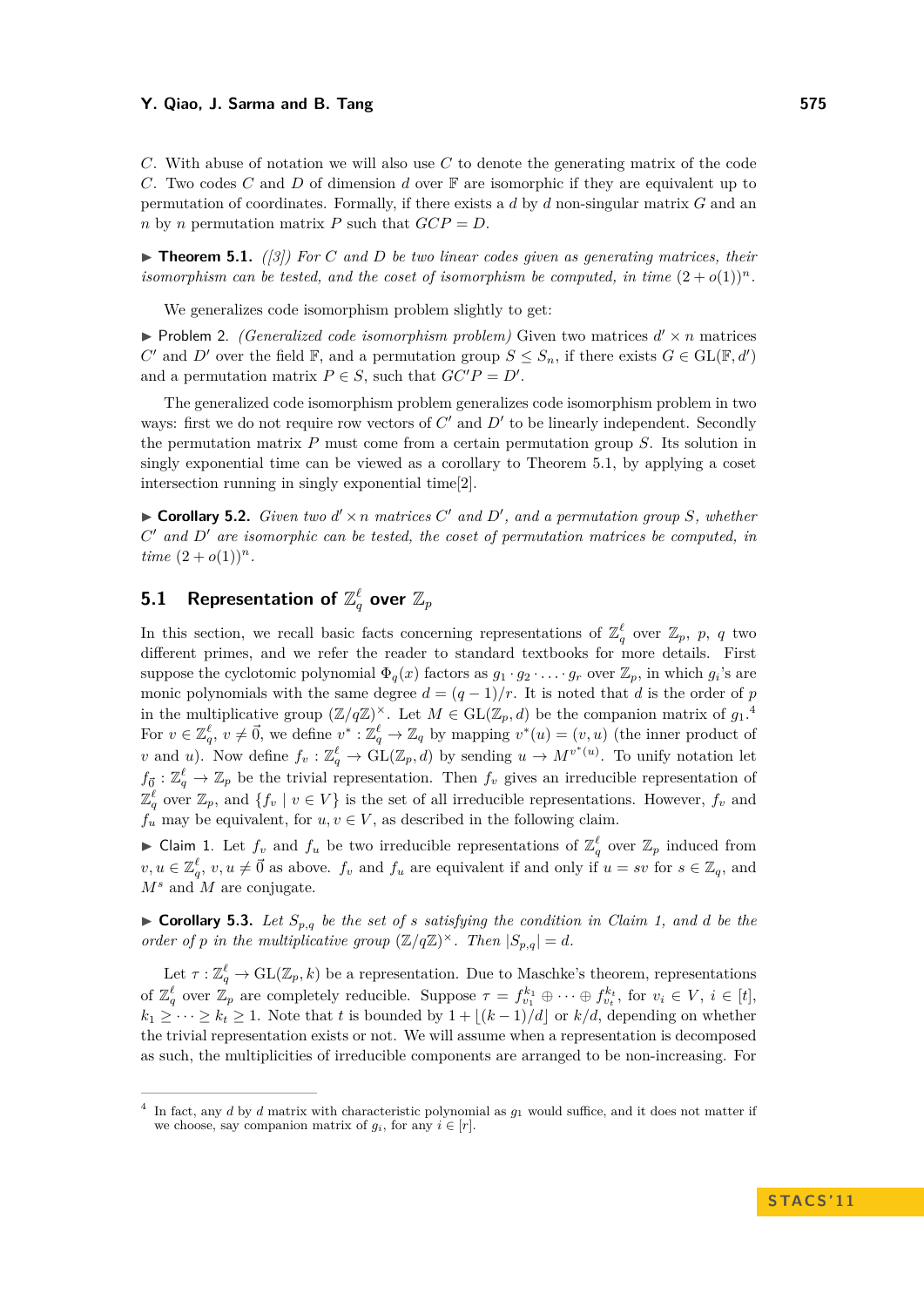$C$. With abuse of notation we will also use $C$ to denote the generating matrix of the code $C$. Two codes $C$ and $D$ of dimension $d$ over $\mathbb{F}$ are isomorphic if they are equivalent up to permutation of coordinates. Formally, if there exists a $d$ by $d$ non-singular matrix $G$ and an $n$ by $n$ permutation matrix $P$ such that $GCP = D$.

▶ **Theorem 5.1.** *([3]) For $C$ and $D$ be two linear codes given as generating matrices, their isomorphism can be tested, and the coset of isomorphism be computed, in time $(2+o(1))^n$.*

We generalizes code isomorphism problem slightly to get:

▶ Problem 2. *(Generalized code isomorphism problem)* Given two matrices $d' \times n$ matrices $C'$ and $D'$ over the field $\mathbb{F}$, and a permutation group $S \leq S_n$, if there exists $G \in \mathrm{GL}(\mathbb{F}, d')$ and a permutation matrix $P \in S$, such that $GC'P = D'$.

The generalized code isomorphism problem generalizes code isomorphism problem in two ways: first we do not require row vectors of $C'$ and $D'$ to be linearly independent. Secondly the permutation matrix $P$ must come from a certain permutation group $S$. Its solution in singly exponential time can be viewed as a corollary to Theorem 5.1, by applying a coset intersection running in singly exponential time[2].

▶ **Corollary 5.2.** *Given two $d' \times n$ matrices $C'$ and $D'$, and a permutation group $S$, whether $C'$ and $D'$ are isomorphic can be tested, the coset of permutation matrices be computed, in time $(2+o(1))^n$.*

## 5.1 Representation of $\mathbb{Z}_q^\ell$ over $\mathbb{Z}_p$

In this section, we recall basic facts concerning representations of $\mathbb{Z}_q^\ell$ over $\mathbb{Z}_p$, $p$, $q$ two different primes, and we refer the reader to standard textbooks for more details. First suppose the cyclotomic polynomial $\Phi_q(x)$ factors as $g_1 \cdot g_2 \cdot \ldots \cdot g_r$ over $\mathbb{Z}_p$, in which $g_i$'s are monic polynomials with the same degree $d = (q-1)/r$. It is noted that $d$ is the order of $p$ in the multiplicative group $(\mathbb{Z}/q\mathbb{Z})^\times$. Let $M \in \mathrm{GL}(\mathbb{Z}_p, d)$ be the companion matrix of $g_1$.[4] For $v \in \mathbb{Z}_q^\ell$, $v \neq \vec{0}$, we define $v^* : \mathbb{Z}_q^\ell \to \mathbb{Z}_q$ by mapping $v^*(u) = (v, u)$ (the inner product of $v$ and $u$). Now define $f_v : \mathbb{Z}_q^\ell \to \mathrm{GL}(\mathbb{Z}_p, d)$ by sending $u \to M^{v^*(u)}$. To unify notation let $f_{\vec{0}} : \mathbb{Z}_q^\ell \to \mathbb{Z}_p$ be the trivial representation. Then $f_v$ gives an irreducible representation of $\mathbb{Z}_q^\ell$ over $\mathbb{Z}_p$, and $\{f_v \mid v \in V\}$ is the set of all irreducible representations. However, $f_v$ and $f_u$ may be equivalent, for $u, v \in V$, as described in the following claim.

▶ Claim 1. Let $f_v$ and $f_u$ be two irreducible representations of $\mathbb{Z}_q^\ell$ over $\mathbb{Z}_p$ induced from $v, u \in \mathbb{Z}_q^\ell$, $v, u \neq \vec{0}$ as above. $f_v$ and $f_u$ are equivalent if and only if $u = sv$ for $s \in \mathbb{Z}_q$, and $M^s$ and $M$ are conjugate.

▶ **Corollary 5.3.** *Let $S_{p,q}$ be the set of $s$ satisfying the condition in Claim 1, and $d$ be the order of $p$ in the multiplicative group $(\mathbb{Z}/q\mathbb{Z})^\times$. Then $|S_{p,q}| = d$.*

Let $\tau : \mathbb{Z}_q^\ell \to \mathrm{GL}(\mathbb{Z}_p, k)$ be a representation. Due to Maschke's theorem, representations of $\mathbb{Z}_q^\ell$ over $\mathbb{Z}_p$ are completely reducible. Suppose $\tau = f_{v_1}^{k_1} \oplus \cdots \oplus f_{v_t}^{k_t}$, for $v_i \in V$, $i \in [t]$, $k_1 \geq \cdots \geq k_t \geq 1$. Note that $t$ is bounded by $1 + \lfloor (k-1)/d \rfloor$ or $k/d$, depending on whether the trivial representation exists or not. We will assume when a representation is decomposed as such, the multiplicities of irreducible components are arranged to be non-increasing. For

[4] In fact, any $d$ by $d$ matrix with characteristic polynomial as $g_1$ would suffice, and it does not matter if we choose, say companion matrix of $g_i$, for any $i \in [r]$.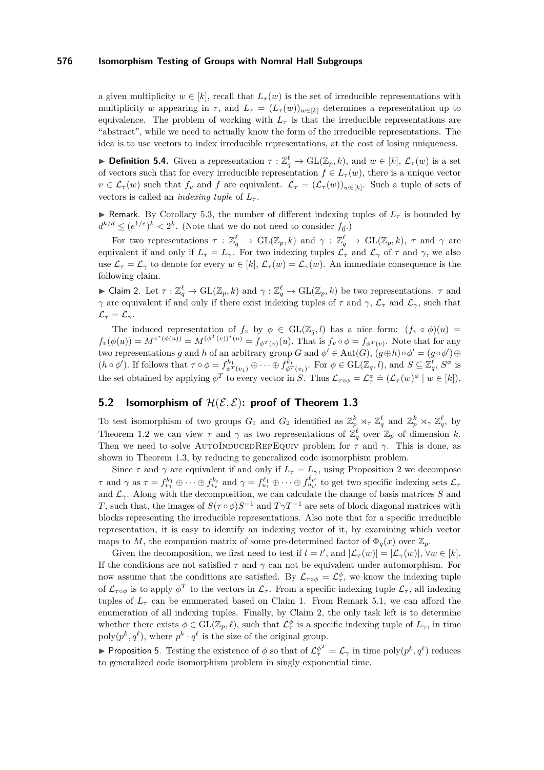a given multiplicity $w \in [k]$, recall that $L_\tau(w)$ is the set of irreducible representations with multiplicity $w$ appearing in $\tau$, and $L_\tau = (L_\tau(w))_{w\in[k]}$ determines a representation up to equivalence. The problem of working with $L_\tau$ is that the irreducible representations are "abstract", while we need to actually know the form of the irreducible representations. The idea is to use vectors to index irreducible representations, at the cost of losing uniqueness.

▶ **Definition 5.4.** Given a representation $\tau : \mathbb{Z}_q^\ell \to \mathrm{GL}(\mathbb{Z}_p, k)$, and $w \in [k]$, $\mathcal{L}_\tau(w)$ is a set of vectors such that for every irreducible representation $f \in L_\tau(w)$, there is a unique vector $v \in \mathcal{L}_\tau(w)$ such that $f_v$ and $f$ are equivalent. $\mathcal{L}_\tau = (\mathcal{L}_\tau(w))_{w\in[k]}$. Such a tuple of sets of vectors is called an *indexing tuple* of $L_\tau$.

▶ Remark. By Corollary 5.3, the number of different indexing tuples of $L_\tau$ is bounded by $d^{k/d} \le (e^{1/e})^k < 2^k$. (Note that we do not need to consider $f_{\vec{0}}$.)

For two representations $\tau : \mathbb{Z}_q^\ell \to \mathrm{GL}(\mathbb{Z}_p, k)$ and $\gamma : \mathbb{Z}_q^\ell \to \mathrm{GL}(\mathbb{Z}_p, k)$, $\tau$ and $\gamma$ are equivalent if and only if $L_\tau = L_\gamma$. For two indexing tuples $\mathcal{L}_\tau$ and $\mathcal{L}_\gamma$ of $\tau$ and $\gamma$, we also use $\mathcal{L}_\tau = \mathcal{L}_\gamma$ to denote for every $w \in [k]$, $\mathcal{L}_\tau(w) = \mathcal{L}_\gamma(w)$. An immediate consequence is the following claim.

▶ Claim 2. Let $\tau : \mathbb{Z}_q^\ell \to \mathrm{GL}(\mathbb{Z}_p, k)$ and $\gamma : \mathbb{Z}_q^\ell \to \mathrm{GL}(\mathbb{Z}_p, k)$ be two representations. $\tau$ and $\gamma$ are equivalent if and only if there exist indexing tuples of $\tau$ and $\gamma$, $\mathcal{L}_\tau$ and $\mathcal{L}_\gamma$, such that $\mathcal{L}_\tau = \mathcal{L}_\gamma$.

The induced representation of $f_v$ by $\phi \in \mathrm{GL}(\mathbb{Z}_q, l)$ has a nice form: $(f_v \circ \phi)(u) = f_v(\phi(u)) = M^{v^*(\phi(u))} = M^{(\phi^T(v))^*(u)} = f_{\phi^T(v)}(u)$. That is $f_v \circ \phi = f_{\phi^T(v)}$. Note that for any two representations $g$ and $h$ of an arbitrary group $G$ and $\phi' \in \mathrm{Aut}(G)$, $(g \oplus h) \circ \phi' = (g \circ \phi') \oplus (h \circ \phi')$. If follows that $\tau \circ \phi = f^{k_1}_{\phi^T(v_1)} \oplus \cdots \oplus f^{k_t}_{\phi^T(v_t)}$. For $\phi \in \mathrm{GL}(\mathbb{Z}_q, l)$, and $S \subseteq \mathbb{Z}_q^\ell$, $S^\phi$ is the set obtained by applying $\phi^T$ to every vector in $S$. Thus $\mathcal{L}_{\tau\circ\phi} = \mathcal{L}_\tau^\phi \doteq (\mathcal{L}_\tau(w)^\phi \mid w \in [k])$.

## 5.2 Isomorphism of $\mathcal{H}(\mathcal{E}, \mathcal{E})$: proof of Theorem 1.3

To test isomorphism of two groups $G_1$ and $G_2$ identified as $\mathbb{Z}_p^k \rtimes_\tau \mathbb{Z}_q^\ell$ and $\mathbb{Z}_p^k \rtimes_\gamma \mathbb{Z}_q^\ell$, by Theorem 1.2 we can view $\tau$ and $\gamma$ as two representations of $\mathbb{Z}_q^\ell$ over $\mathbb{Z}_p$ of dimension $k$. Then we need to solve AutoInducedRepEquiv problem for $\tau$ and $\gamma$. This is done, as shown in Theorem 1.3, by reducing to generalized code isomorphism problem.

Since $\tau$ and $\gamma$ are equivalent if and only if $L_\tau = L_\gamma$, using Proposition 2 we decompose $\tau$ and $\gamma$ as $\tau = f^{k_1}_{v_1} \oplus \cdots \oplus f^{k_t}_{v_t}$ and $\gamma = f^{\ell_1}_{u_1} \oplus \cdots \oplus f^{\ell_{t'}}_{u_{t'}}$ to get two specific indexing sets $\mathcal{L}_\tau$ and $\mathcal{L}_\gamma$. Along with the decomposition, we can calculate the change of basis matrices $S$ and $T$, such that, the images of $S(\tau \circ \phi)S^{-1}$ and $T\gamma T^{-1}$ are sets of block diagonal matrices with blocks representing the irreducible representations. Also note that for a specific irreducible representation, it is easy to identify an indexing vector of it, by examining which vector maps to $M$, the companion matrix of some pre-determined factor of $\Phi_q(x)$ over $\mathbb{Z}_p$.

Given the decomposition, we first need to test if $t = t'$, and $|\mathcal{L}_\tau(w)| = |\mathcal{L}_\gamma(w)|$, $\forall w \in [k]$. If the conditions are not satisfied $\tau$ and $\gamma$ can not be equivalent under automorphism. For now assume that the conditions are satisfied. By $\mathcal{L}_{\tau\circ\phi} = \mathcal{L}_\tau^\phi$, we know the indexing tuple of $\mathcal{L}_{\tau\circ\phi}$ is to apply $\phi^T$ to the vectors in $\mathcal{L}_\tau$. From a specific indexing tuple $\mathcal{L}_\tau$, all indexing tuples of $L_\tau$ can be enumerated based on Claim 1. From Remark 5.1, we can afford the enumeration of all indexing tuples. Finally, by Claim 2, the only task left is to determine whether there exists $\phi \in \mathrm{GL}(\mathbb{Z}_p, \ell)$, such that $\mathcal{L}_\tau^\phi$ is a specific indexing tuple of $L_\gamma$, in time $\mathrm{poly}(p^k, q^\ell)$, where $p^k \cdot q^\ell$ is the size of the original group.

▶ Proposition 5. Testing the existence of $\phi$ so that of $\mathcal{L}_\tau^{\phi^T} = \mathcal{L}_\gamma$ in time $\mathrm{poly}(p^k, q^\ell)$ reduces to generalized code isomorphism problem in singly exponential time.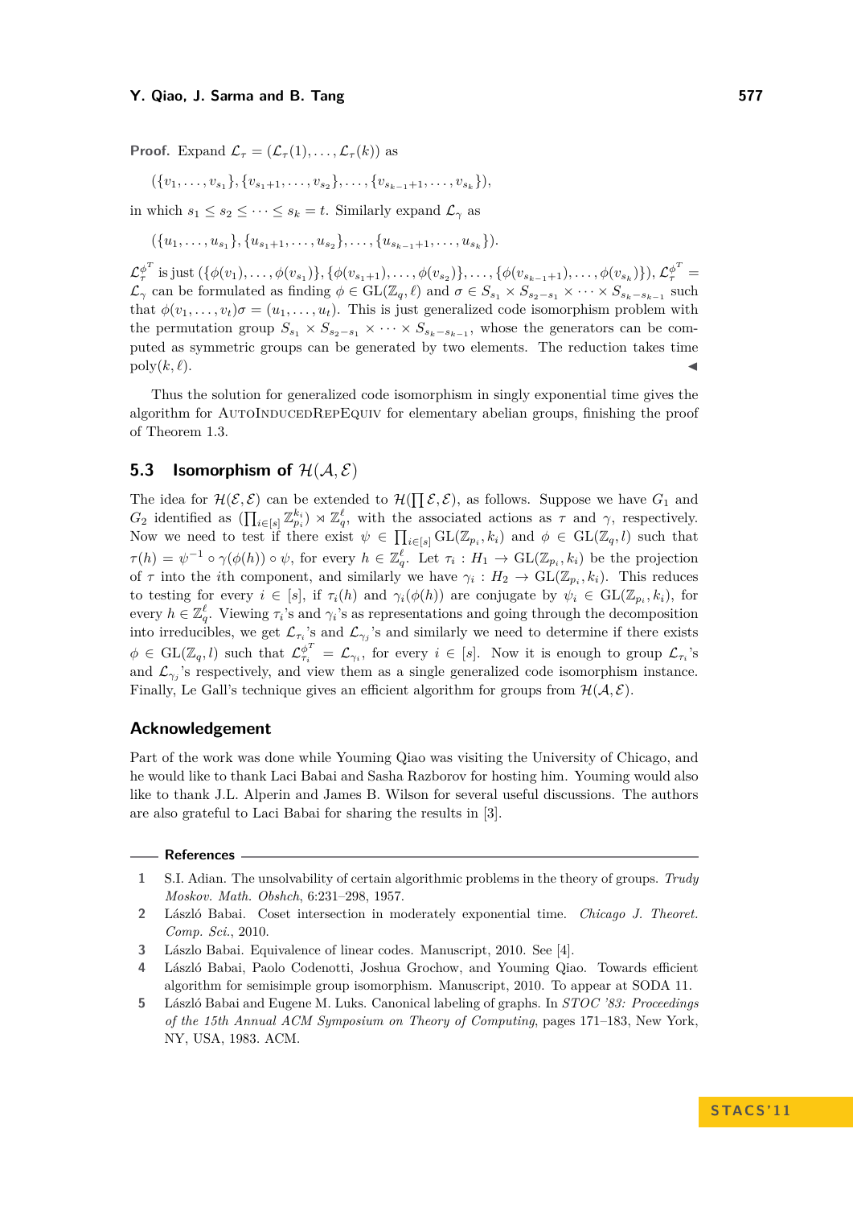**Proof.** Expand $\mathcal{L}_\tau = (\mathcal{L}_\tau(1), \dots, \mathcal{L}_\tau(k))$ as

$$(\{v_1, \dots, v_{s_1}\}, \{v_{s_1+1}, \dots, v_{s_2}\}, \dots, \{v_{s_{k-1}+1}, \dots, v_{s_k}\}),$$

in which $s_1 \le s_2 \le \dots \le s_k = t$. Similarly expand $\mathcal{L}_\gamma$ as

$$(\{u_1, \dots, u_{s_1}\}, \{u_{s_1+1}, \dots, u_{s_2}\}, \dots, \{u_{s_{k-1}+1}, \dots, u_{s_k}\}).$$

$\mathcal{L}_\tau^{\phi^T}$ is just $(\{\phi(v_1), \dots, \phi(v_{s_1})\}, \{\phi(v_{s_1+1}), \dots, \phi(v_{s_2})\}, \dots, \{\phi(v_{s_{k-1}+1}), \dots, \phi(v_{s_k})\})$. $\mathcal{L}_\tau^{\phi^T} = \mathcal{L}_\gamma$ can be formulated as finding $\phi \in \mathrm{GL}(\mathbb{Z}_q, \ell)$ and $\sigma \in S_{s_1} \times S_{s_2 - s_1} \times \dots \times S_{s_k - s_{k-1}}$ such that $\phi(v_1, \dots, v_t)\sigma = (u_1, \dots, u_t)$. This is just generalized code isomorphism problem with the permutation group $S_{s_1} \times S_{s_2 - s_1} \times \dots \times S_{s_k - s_{k-1}}$, whose the generators can be computed as symmetric groups can be generated by two elements. The reduction takes time $\mathrm{poly}(k, \ell)$. ◀

Thus the solution for generalized code isomorphism in singly exponential time gives the algorithm for AutoInducedRepEquiv for elementary abelian groups, finishing the proof of Theorem 1.3.

## 5.3 Isomorphism of $\mathcal{H}(\mathcal{A}, \mathcal{E})$

The idea for $\mathcal{H}(\mathcal{E}, \mathcal{E})$ can be extended to $\mathcal{H}(\prod \mathcal{E}, \mathcal{E})$, as follows. Suppose we have $G_1$ and $G_2$ identified as $(\prod_{i \in [s]} \mathbb{Z}_{p_i}^{k_i}) \rtimes \mathbb{Z}_q^\ell$, with the associated actions as $\tau$ and $\gamma$, respectively. Now we need to test if there exist $\psi \in \prod_{i \in [s]} \mathrm{GL}(\mathbb{Z}_{p_i}, k_i)$ and $\phi \in \mathrm{GL}(\mathbb{Z}_q, l)$ such that $\tau(h) = \psi^{-1} \circ \gamma(\phi(h)) \circ \psi$, for every $h \in \mathbb{Z}_q^\ell$. Let $\tau_i : H_1 \to \mathrm{GL}(\mathbb{Z}_{p_i}, k_i)$ be the projection of $\tau$ into the $i$th component, and similarly we have $\gamma_i : H_2 \to \mathrm{GL}(\mathbb{Z}_{p_i}, k_i)$. This reduces to testing for every $i \in [s]$, if $\tau_i(h)$ and $\gamma_i(\phi(h))$ are conjugate by $\psi_i \in \mathrm{GL}(\mathbb{Z}_{p_i}, k_i)$, for every $h \in \mathbb{Z}_q^\ell$. Viewing $\tau_i$'s and $\gamma_i$'s as representations and going through the decomposition into irreducibles, we get $\mathcal{L}_{\tau_i}$'s and $\mathcal{L}_{\gamma_j}$'s and similarly we need to determine if there exists $\phi \in \mathrm{GL}(\mathbb{Z}_q, l)$ such that $\mathcal{L}_{\tau_i}^{\phi^T} = \mathcal{L}_{\gamma_i}$, for every $i \in [s]$. Now it is enough to group $\mathcal{L}_{\tau_i}$'s and $\mathcal{L}_{\gamma_j}$'s respectively, and view them as a single generalized code isomorphism instance. Finally, Le Gall's technique gives an efficient algorithm for groups from $\mathcal{H}(\mathcal{A}, \mathcal{E})$.

## Acknowledgement

Part of the work was done while Youming Qiao was visiting the University of Chicago, and he would like to thank Laci Babai and Sasha Razborov for hosting him. Youming would also like to thank J.L. Alperin and James B. Wilson for several useful discussions. The authors are also grateful to Laci Babai for sharing the results in [3].

## References

1. S.I. Adian. The unsolvability of certain algorithmic problems in the theory of groups. *Trudy Moskov. Math. Obshch*, 6:231–298, 1957.
2. László Babai. Coset intersection in moderately exponential time. *Chicago J. Theoret. Comp. Sci.*, 2010.
3. Lászlo Babai. Equivalence of linear codes. Manuscript, 2010. See [4].
4. László Babai, Paolo Codenotti, Joshua Grochow, and Youming Qiao. Towards efficient algorithm for semisimple group isomorphism. Manuscript, 2010. To appear at SODA 11.
5. László Babai and Eugene M. Luks. Canonical labeling of graphs. In *STOC '83: Proceedings of the 15th Annual ACM Symposium on Theory of Computing*, pages 171–183, New York, NY, USA, 1983. ACM.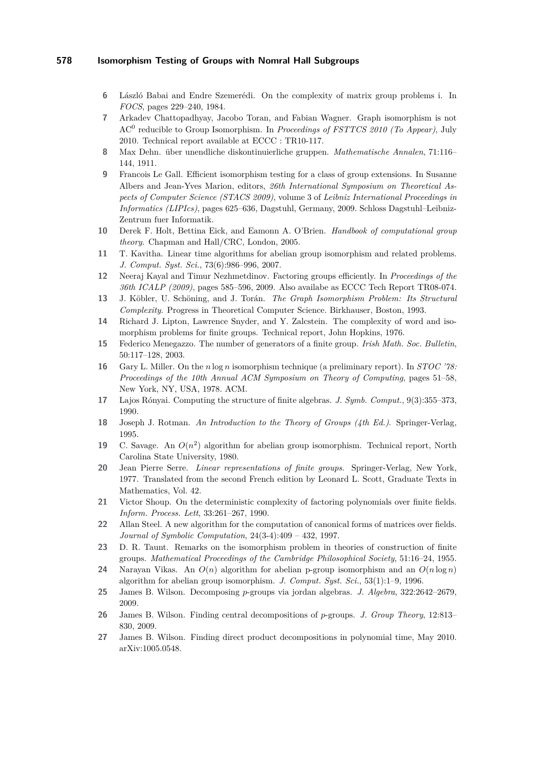6 László Babai and Endre Szemerédi. On the complexity of matrix group problems i. In *FOCS*, pages 229–240, 1984.

7 Arkadev Chattopadhyay, Jacobo Toran, and Fabian Wagner. Graph isomorphism is not $AC^0$ reducible to Group Isomorphism. In *Proceedings of FSTTCS 2010 (To Appear)*, July 2010. Technical report available at ECCC : TR10-117.

8 Max Dehn. über unendliche diskontinuierliche gruppen. *Mathematische Annalen*, 71:116–144, 1911.

9 Francois Le Gall. Efficient isomorphism testing for a class of group extensions. In Susanne Albers and Jean-Yves Marion, editors, *26th International Symposium on Theoretical Aspects of Computer Science (STACS 2009)*, volume 3 of *Leibniz International Proceedings in Informatics (LIPIcs)*, pages 625–636, Dagstuhl, Germany, 2009. Schloss Dagstuhl–Leibniz-Zentrum fuer Informatik.

10 Derek F. Holt, Bettina Eick, and Eamonn A. O'Brien. *Handbook of computational group theory*. Chapman and Hall/CRC, London, 2005.

11 T. Kavitha. Linear time algorithms for abelian group isomorphism and related problems. *J. Comput. Syst. Sci.*, 73(6):986–996, 2007.

12 Neeraj Kayal and Timur Nezhmetdinov. Factoring groups efficiently. In *Proceedings of the 36th ICALP (2009)*, pages 585–596, 2009. Also availabe as ECCC Tech Report TR08-074.

13 J. Köbler, U. Schöning, and J. Torán. *The Graph Isomorphism Problem: Its Structural Complexity*. Progress in Theoretical Computer Science. Birkhauser, Boston, 1993.

14 Richard J. Lipton, Lawrence Snyder, and Y. Zalcstein. The complexity of word and isomorphism problems for finite groups. Technical report, John Hopkins, 1976.

15 Federico Menegazzo. The number of generators of a finite group. *Irish Math. Soc. Bulletin*, 50:117–128, 2003.

16 Gary L. Miller. On the $n \log n$ isomorphism technique (a preliminary report). In *STOC '78: Proceedings of the 10th Annual ACM Symposium on Theory of Computing*, pages 51–58, New York, NY, USA, 1978. ACM.

17 Lajos Rónyai. Computing the structure of finite algebras. *J. Symb. Comput.*, 9(3):355–373, 1990.

18 Joseph J. Rotman. *An Introduction to the Theory of Groups (4th Ed.)*. Springer-Verlag, 1995.

19 C. Savage. An $O(n^2)$ algorithm for abelian group isomorphism. Technical report, North Carolina State University, 1980.

20 Jean Pierre Serre. *Linear representations of finite groups*. Springer-Verlag, New York, 1977. Translated from the second French edition by Leonard L. Scott, Graduate Texts in Mathematics, Vol. 42.

21 Victor Shoup. On the deterministic complexity of factoring polynomials over finite fields. *Inform. Process. Lett*, 33:261–267, 1990.

22 Allan Steel. A new algorithm for the computation of canonical forms of matrices over fields. *Journal of Symbolic Computation*, 24(3-4):409 – 432, 1997.

23 D. R. Taunt. Remarks on the isomorphism problem in theories of construction of finite groups. *Mathematical Proceedings of the Cambridge Philosophical Society*, 51:16–24, 1955.

24 Narayan Vikas. An $O(n)$ algorithm for abelian p-group isomorphism and an $O(n \log n)$ algorithm for abelian group isomorphism. *J. Comput. Syst. Sci.*, 53(1):1–9, 1996.

25 James B. Wilson. Decomposing $p$-groups via jordan algebras. *J. Algebra*, 322:2642–2679, 2009.

26 James B. Wilson. Finding central decompositions of $p$-groups. *J. Group Theory*, 12:813–830, 2009.

27 James B. Wilson. Finding direct product decompositions in polynomial time, May 2010. arXiv:1005.0548.